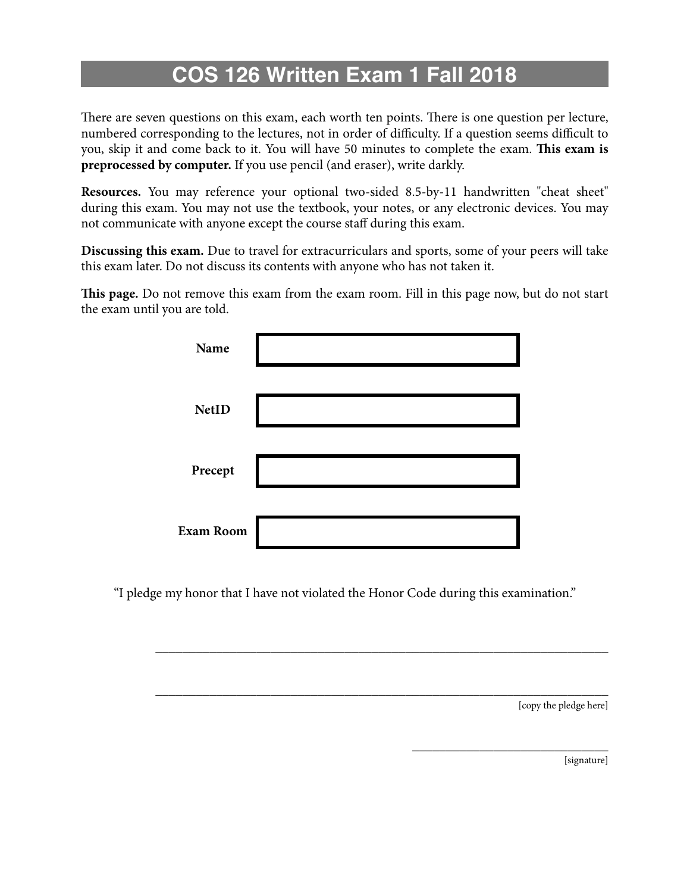# COS 126 Written Exam 1 Fall 2018

There are seven questions on this exam, each worth ten points. There is one question per lecture, numbered corresponding to the lectures, not in order of difficulty. If a question seems difficult to you, skip it and come back to it. You will have 50 minutes to complete the exam. **This exam is preprocessed by computer.** If you use pencil (and eraser), write darkly.

**Resources.** You may reference your optional two-sided 8.5-by-11 handwritten "cheat sheet" during this exam. You may not use the textbook, your notes, or any electronic devices. You may not communicate with anyone except the course staff during this exam.

**Discussing this exam.** Due to travel for extracurriculars and sports, some of your peers will take this exam later. Do not discuss its contents with anyone who has not taken it.

**This page.** Do not remove this exam from the exam room. Fill in this page now, but do not start the exam until you are told.

| | |
|---|---|
| **Name** | |
| **NetID** | |
| **Precept** | |
| **Exam Room** | |

"I pledge my honor that I have not violated the Honor Code during this examination."

\_\_\_\_\_\_\_\_\_\_\_\_\_\_\_\_\_\_\_\_\_\_\_\_\_\_\_\_\_\_\_\_\_\_\_\_\_\_\_\_\_\_\_\_\_\_\_\_\_\_\_\_\_\_\_\_\_\_\_\_

\_\_\_\_\_\_\_\_\_\_\_\_\_\_\_\_\_\_\_\_\_\_\_\_\_\_\_\_\_\_\_\_\_\_\_\_\_\_\_\_\_\_\_\_\_\_\_\_\_\_\_\_\_\_\_\_\_\_\_\_

[copy the pledge here]

\_\_\_\_\_\_\_\_\_\_\_\_\_\_\_\_\_\_\_\_\_\_\_\_\_\_\_\_

[signature]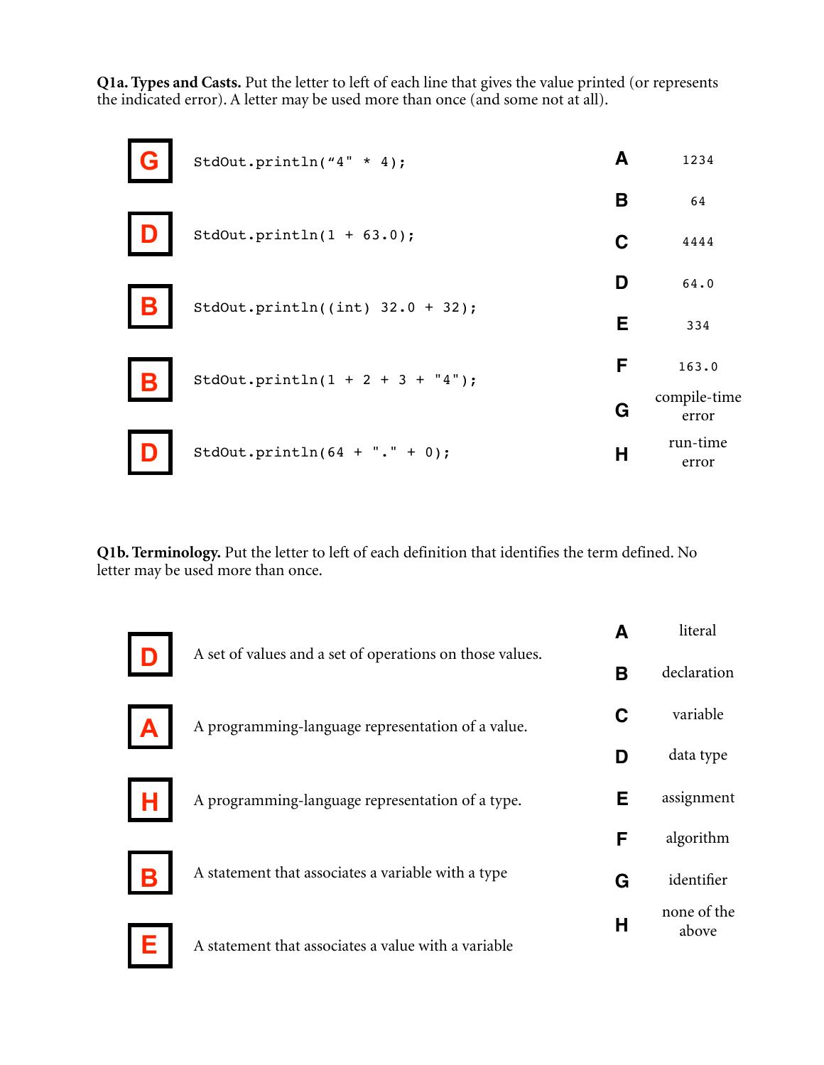**Q1a. Types and Casts.** Put the letter to left of each line that gives the value printed (or represents the indicated error). A letter may be used more than once (and some not at all).

| Answer | Code |
|---|---|
| **G** | `StdOut.println("4" * 4);` |
| **D** | `StdOut.println(1 + 63.0);` |
| **B** | `StdOut.println((int) 32.0 + 32);` |
| **B** | `StdOut.println(1 + 2 + 3 + "4");` |
| **D** | `StdOut.println(64 + "." + 0);` |

| Letter | Value |
|---|---|
| **A** | `1234` |
| **B** | `64` |
| **C** | `4444` |
| **D** | `64.0` |
| **E** | `334` |
| **F** | `163.0` |
| **G** | compile-time error |
| **H** | run-time error |

**Q1b. Terminology.** Put the letter to left of each definition that identifies the term defined. No letter may be used more than once.

| Answer | Definition |
|---|---|
| **D** | A set of values and a set of operations on those values. |
| **A** | A programming-language representation of a value. |
| **H** | A programming-language representation of a type. |
| **B** | A statement that associates a variable with a type |
| **E** | A statement that associates a value with a variable |

| Letter | Term |
|---|---|
| **A** | literal |
| **B** | declaration |
| **C** | variable |
| **D** | data type |
| **E** | assignment |
| **F** | algorithm |
| **G** | identifier |
| **H** | none of the above |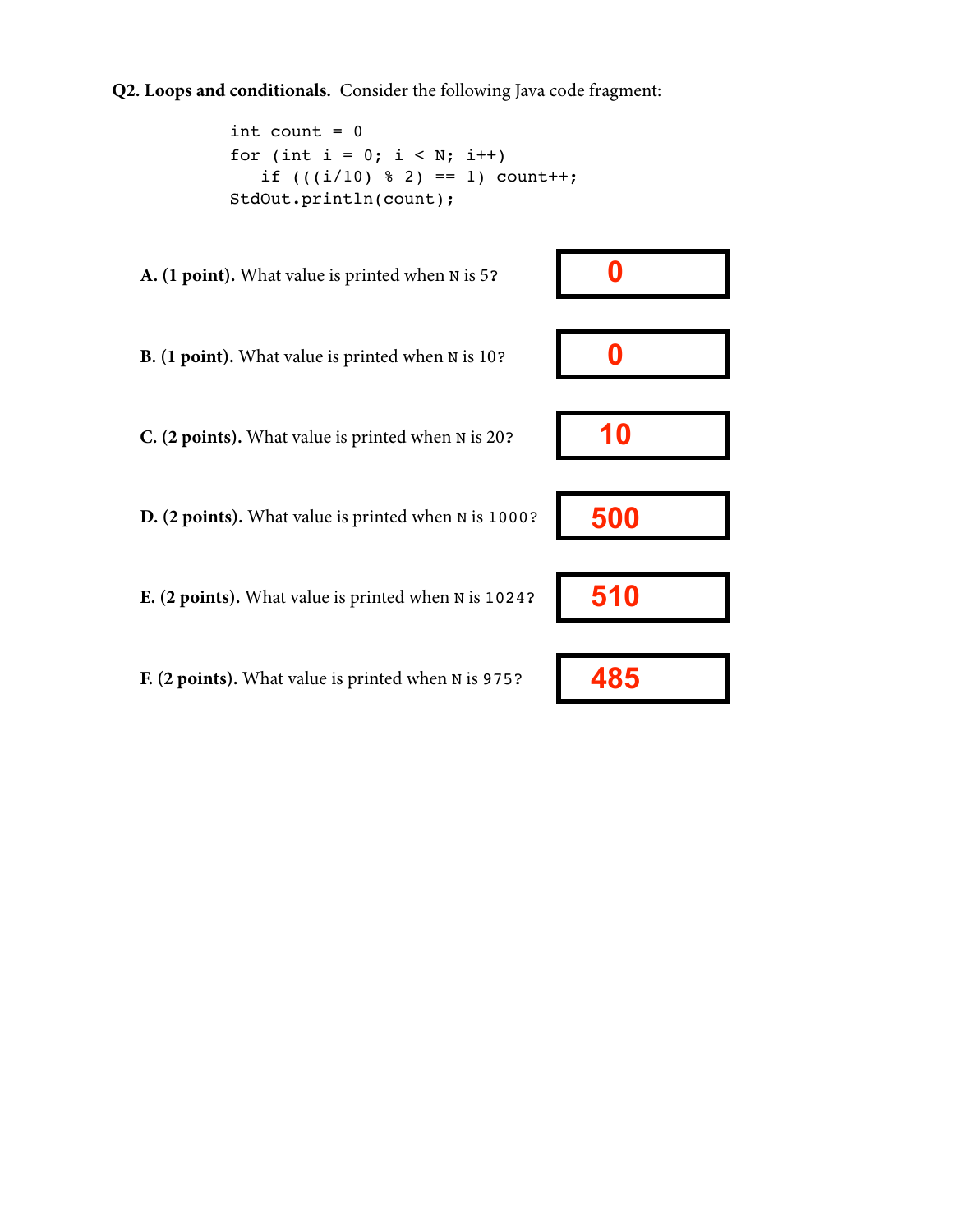**Q2. Loops and conditionals.** Consider the following Java code fragment:

```
int count = 0
for (int i = 0; i < N; i++)
   if (((i/10) % 2) == 1) count++;
StdOut.println(count);
```

**A. (1 point).** What value is printed when `N` is `5`?

**0**

**B. (1 point).** What value is printed when `N` is `10`?

**0**

**C. (2 points).** What value is printed when `N` is `20`?

**10**

**D. (2 points).** What value is printed when `N` is `1000`?

**500**

**E. (2 points).** What value is printed when `N` is `1024`?

**510**

**F. (2 points).** What value is printed when `N` is `975`?

**485**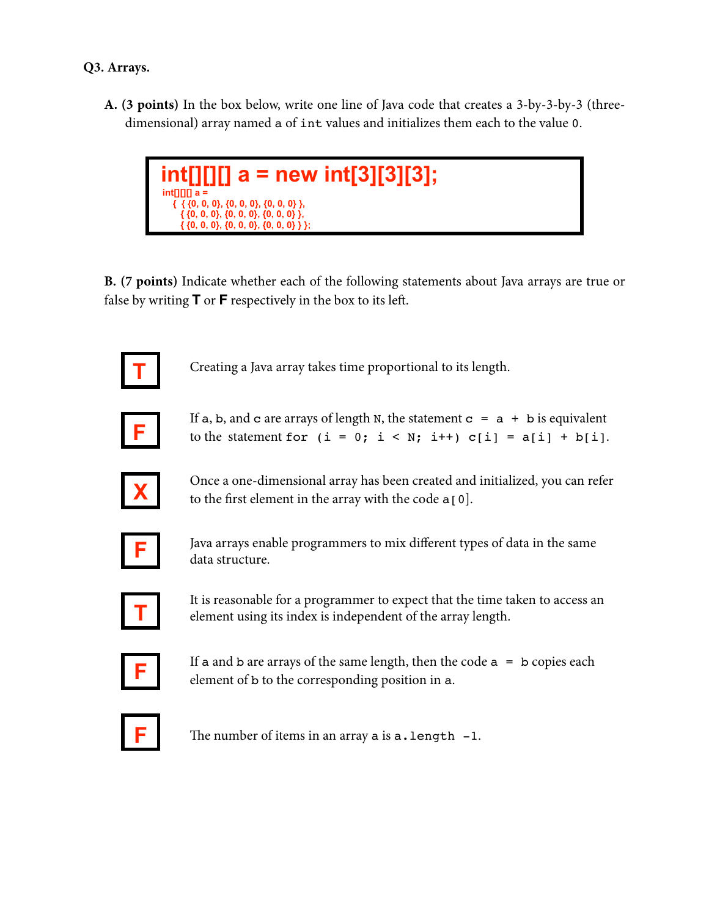**Q3. Arrays.**

**A. (3 points)** In the box below, write one line of Java code that creates a 3-by-3-by-3 (three-dimensional) array named `a` of `int` values and initializes them each to the value `0`.

```
int[][][] a = new int[3][3][3];
int[][][] a =
  { { {0, 0, 0}, {0, 0, 0}, {0, 0, 0} },
    { {0, 0, 0}, {0, 0, 0}, {0, 0, 0} },
    { {0, 0, 0}, {0, 0, 0}, {0, 0, 0} } };
```

**B. (7 points)** Indicate whether each of the following statements about Java arrays are true or false by writing **T** or **F** respectively in the box to its left.

| Answer | Statement |
|---|---|
| T | Creating a Java array takes time proportional to its length. |
| F | If `a`, `b`, and `c` are arrays of length `N`, the statement `c = a + b` is equivalent to the statement `for (i = 0; i < N; i++) c[i] = a[i] + b[i]`. |
| X | Once a one-dimensional array has been created and initialized, you can refer to the first element in the array with the code `a[0]`. |
| F | Java arrays enable programmers to mix different types of data in the same data structure. |
| T | It is reasonable for a programmer to expect that the time taken to access an element using its index is independent of the array length. |
| F | If `a` and `b` are arrays of the same length, then the code `a = b` copies each element of `b` to the corresponding position in `a`. |
| F | The number of items in an array `a` is `a.length -1`. |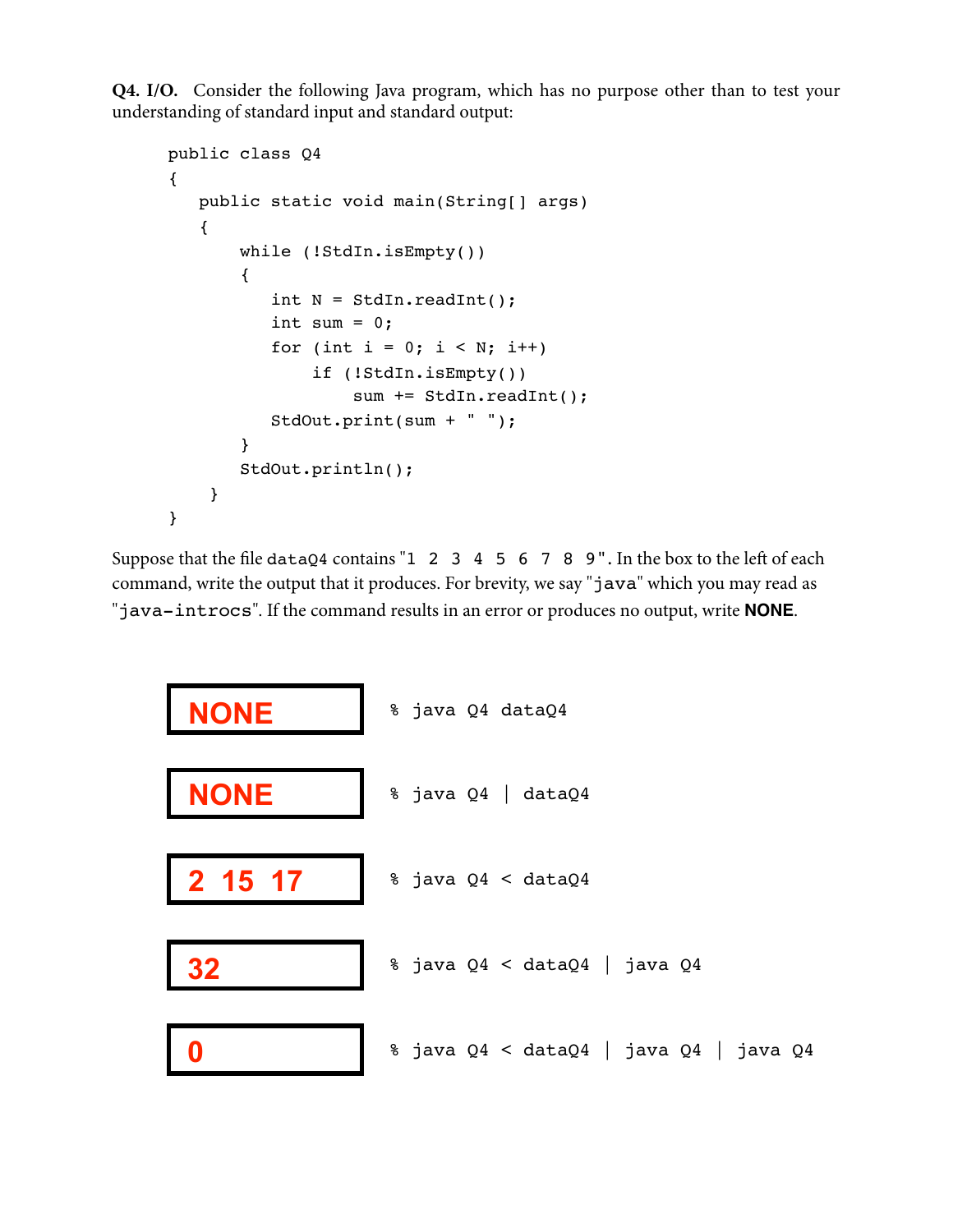**Q4. I/O.** Consider the following Java program, which has no purpose other than to test your understanding of standard input and standard output:

```
public class Q4
{
   public static void main(String[] args)
   {
       while (!StdIn.isEmpty())
       {
          int N = StdIn.readInt();
          int sum = 0;
          for (int i = 0; i < N; i++)
              if (!StdIn.isEmpty())
                  sum += StdIn.readInt();
          StdOut.print(sum + " ");
       }
       StdOut.println();
    }
}
```

Suppose that the file `dataQ4` contains "`1 2 3 4 5 6 7 8 9`". In the box to the left of each command, write the output that it produces. For brevity, we say "`java`" which you may read as "`java-introcs`". If the command results in an error or produces no output, write **NONE**.

| Output | Command |
|---|---|
| NONE | `% java Q4 dataQ4` |
| NONE | `% java Q4 | dataQ4` |
| 2 15 17 | `% java Q4 < dataQ4` |
| 32 | `% java Q4 < dataQ4 | java Q4` |
| 0 | `% java Q4 < dataQ4 | java Q4 | java Q4` |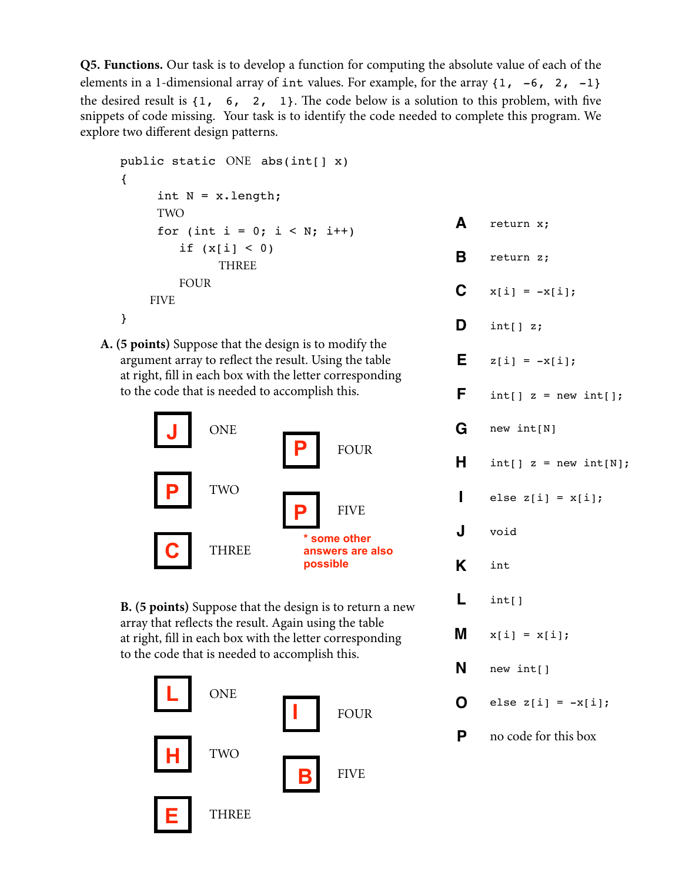**Q5. Functions.** Our task is to develop a function for computing the absolute value of each of the elements in a 1-dimensional array of `int` values. For example, for the array `{1, -6, 2, -1}` the desired result is `{1, 6, 2, 1}`. The code below is a solution to this problem, with five snippets of code missing. Your task is to identify the code needed to complete this program. We explore two different design patterns.

```
public static ONE abs(int[] x)
{
      int N = x.length;
      TWO
      for (int i = 0; i < N; i++)
         if (x[i] < 0)
            THREE
         FOUR
   FIVE
}
```

| | |
|---|---|
| **A** | `return x;` |
| **B** | `return z;` |
| **C** | `x[i] = -x[i];` |
| **D** | `int[] z;` |
| **E** | `z[i] = -x[i];` |
| **F** | `int[] z = new int[];` |
| **G** | `new int[N]` |
| **H** | `int[] z = new int[N];` |
| **I** | `else z[i] = x[i];` |
| **J** | `void` |
| **K** | `int` |
| **L** | `int[]` |
| **M** | `x[i] = x[i];` |
| **N** | `new int[]` |
| **O** | `else z[i] = -x[i];` |
| **P** | no code for this box |

**A. (5 points)** Suppose that the design is to modify the argument array to reflect the result. Using the table at right, fill in each box with the letter corresponding to the code that is needed to accomplish this.

| Box | Answer |
|---|---|
| ONE | J |
| TWO | P |
| THREE | C |
| FOUR | P |
| FIVE | P |

\* some other answers are also possible

**B. (5 points)** Suppose that the design is to return a new array that reflects the result. Again using the table at right, fill in each box with the letter corresponding to the code that is needed to accomplish this.

| Box | Answer |
|---|---|
| ONE | L |
| TWO | H |
| THREE | E |
| FOUR | I |
| FIVE | B |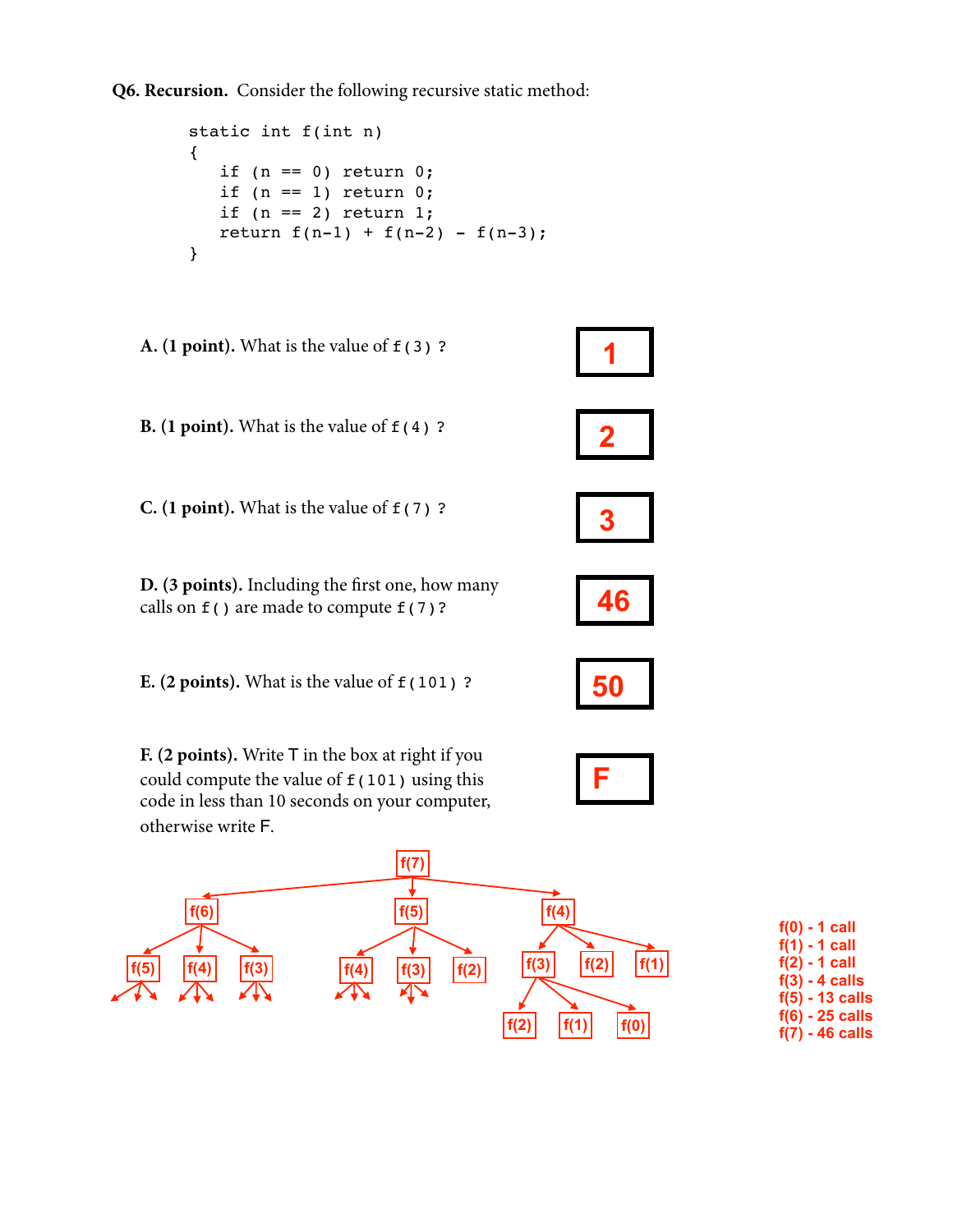**Q6. Recursion.** Consider the following recursive static method:

```
static int f(int n)
{
   if (n == 0) return 0;
   if (n == 1) return 0;
   if (n == 2) return 1;
   return f(n-1) + f(n-2) - f(n-3);
}
```

**A. (1 point).** What is the value of `f(3)` ?

**1**

**B. (1 point).** What is the value of `f(4)` ?

**2**

**C. (1 point).** What is the value of `f(7)` ?

**3**

**D. (3 points).** Including the first one, how many calls on `f()` are made to compute `f(7)`?

**46**

**E. (2 points).** What is the value of `f(101)` ?

**50**

**F. (2 points).** Write T in the box at right if you could compute the value of `f(101)` using this code in less than 10 seconds on your computer, otherwise write F.

**F**

f(7)

- f(6)
  - f(5)
  - f(4)
  - f(3)
- f(5)
  - f(4)
  - f(3)
  - f(2)
- f(4)
  - f(3)
    - f(2)
    - f(1)
    - f(0)
  - f(2)
  - f(1)

f(0) - 1 call
f(1) - 1 call
f(2) - 1 call
f(3) - 4 calls
f(5) - 13 calls
f(6) - 25 calls
f(7) - 46 calls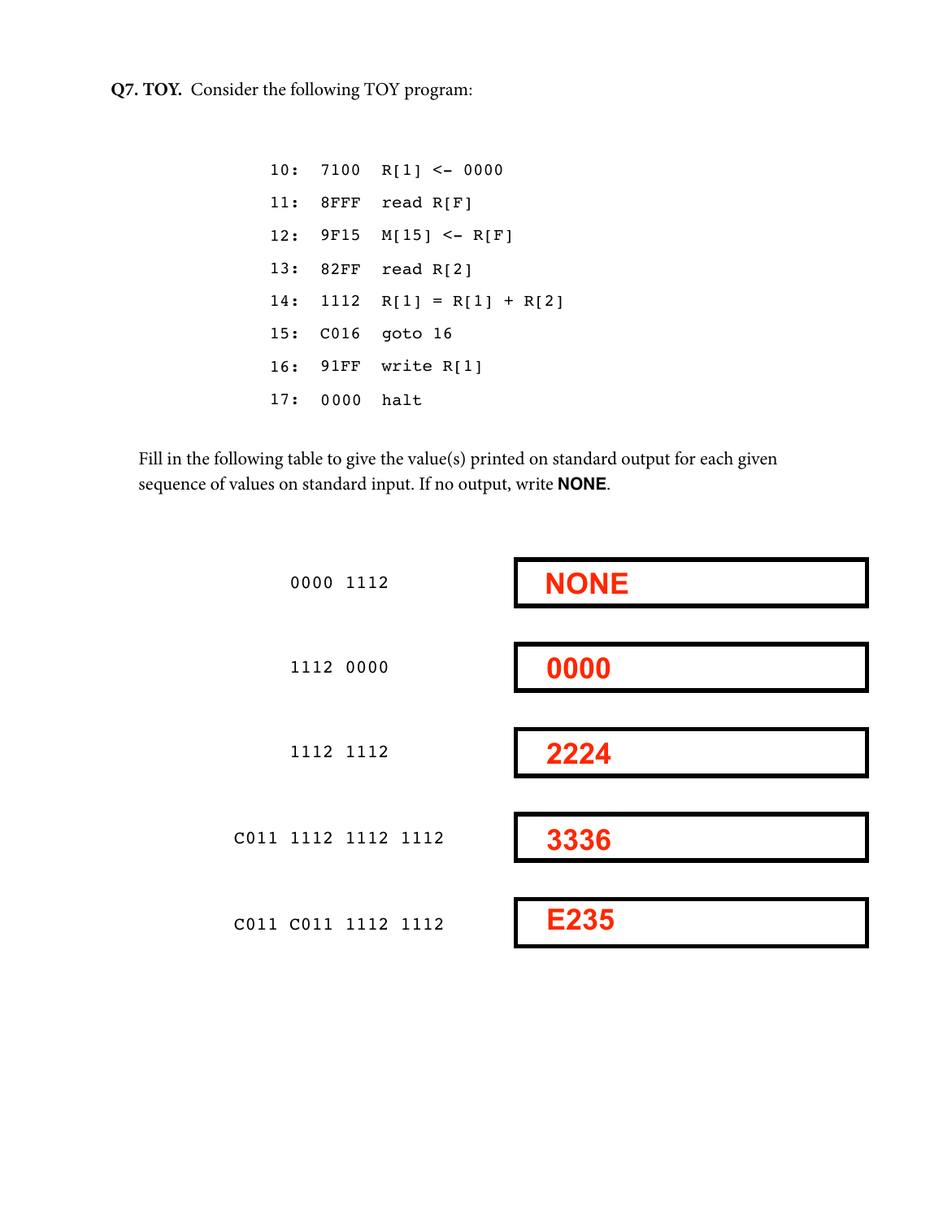**Q7. TOY.** Consider the following TOY program:

```
10:  7100  R[1] <- 0000
11:  8FFF  read R[F]
12:  9F15  M[15] <- R[F]
13:  82FF  read R[2]
14:  1112  R[1] = R[1] + R[2]
15:  C016  goto 16
16:  91FF  write R[1]
17:  0000  halt
```

Fill in the following table to give the value(s) printed on standard output for each given sequence of values on standard input. If no output, write **NONE**.

| | |
|---|---|
| 0000 1112 | **NONE** |
| 1112 0000 | **0000** |
| 1112 1112 | **2224** |
| C011 1112 1112 1112 | **3336** |
| C011 C011 1112 1112 | **E235** |